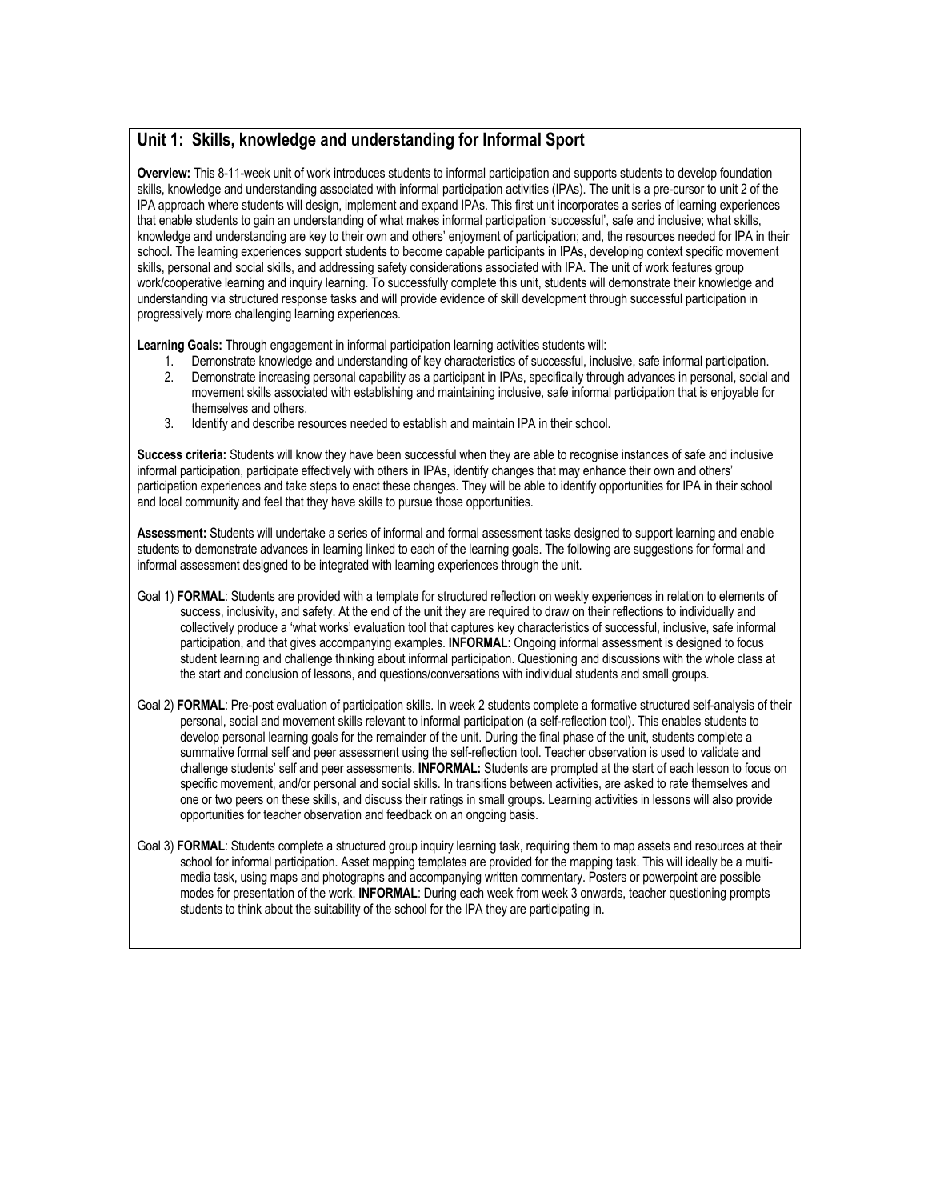## Unit 1: Skills, knowledge and understanding for Informal Sport

**Overview:** This 8-11-week unit of work introduces students to informal participation and supports students to develop foundation skills, knowledge and understanding associated with informal participation activities (IPAs). The unit is a pre-cursor to unit 2 of the IPA approach where students will design, implement and expand IPAs. This first unit incorporates a series of learning experiences that enable students to gain an understanding of what makes informal participation 'successful', safe and inclusive; what skills, knowledge and understanding are key to their own and others' enjoyment of participation; and, the resources needed for IPA in their school. The learning experiences support students to become capable participants in IPAs, developing context specific movement skills, personal and social skills, and addressing safety considerations associated with IPA. The unit of work features group work/cooperative learning and inquiry learning. To successfully complete this unit, students will demonstrate their knowledge and understanding via structured response tasks and will provide evidence of skill development through successful participation in progressively more challenging learning experiences.

**Learning Goals:** Through engagement in informal participation learning activities students will:

1. Demonstrate knowledge and understanding of key characteristics of successful, inclusive, safe informal participation.
2. Demonstrate increasing personal capability as a participant in IPAs, specifically through advances in personal, social and movement skills associated with establishing and maintaining inclusive, safe informal participation that is enjoyable for themselves and others.
3. Identify and describe resources needed to establish and maintain IPA in their school.

**Success criteria:** Students will know they have been successful when they are able to recognise instances of safe and inclusive informal participation, participate effectively with others in IPAs, identify changes that may enhance their own and others' participation experiences and take steps to enact these changes. They will be able to identify opportunities for IPA in their school and local community and feel that they have skills to pursue those opportunities.

**Assessment:** Students will undertake a series of informal and formal assessment tasks designed to support learning and enable students to demonstrate advances in learning linked to each of the learning goals. The following are suggestions for formal and informal assessment designed to be integrated with learning experiences through the unit.

Goal 1) **FORMAL**: Students are provided with a template for structured reflection on weekly experiences in relation to elements of success, inclusivity, and safety. At the end of the unit they are required to draw on their reflections to individually and collectively produce a 'what works' evaluation tool that captures key characteristics of successful, inclusive, safe informal participation, and that gives accompanying examples. **INFORMAL**: Ongoing informal assessment is designed to focus student learning and challenge thinking about informal participation. Questioning and discussions with the whole class at the start and conclusion of lessons, and questions/conversations with individual students and small groups.

Goal 2) **FORMAL**: Pre-post evaluation of participation skills. In week 2 students complete a formative structured self-analysis of their personal, social and movement skills relevant to informal participation (a self-reflection tool). This enables students to develop personal learning goals for the remainder of the unit. During the final phase of the unit, students complete a summative formal self and peer assessment using the self-reflection tool. Teacher observation is used to validate and challenge students' self and peer assessments. **INFORMAL:** Students are prompted at the start of each lesson to focus on specific movement, and/or personal and social skills. In transitions between activities, are asked to rate themselves and one or two peers on these skills, and discuss their ratings in small groups. Learning activities in lessons will also provide opportunities for teacher observation and feedback on an ongoing basis.

Goal 3) **FORMAL**: Students complete a structured group inquiry learning task, requiring them to map assets and resources at their school for informal participation. Asset mapping templates are provided for the mapping task. This will ideally be a multi-media task, using maps and photographs and accompanying written commentary. Posters or powerpoint are possible modes for presentation of the work. **INFORMAL**: During each week from week 3 onwards, teacher questioning prompts students to think about the suitability of the school for the IPA they are participating in.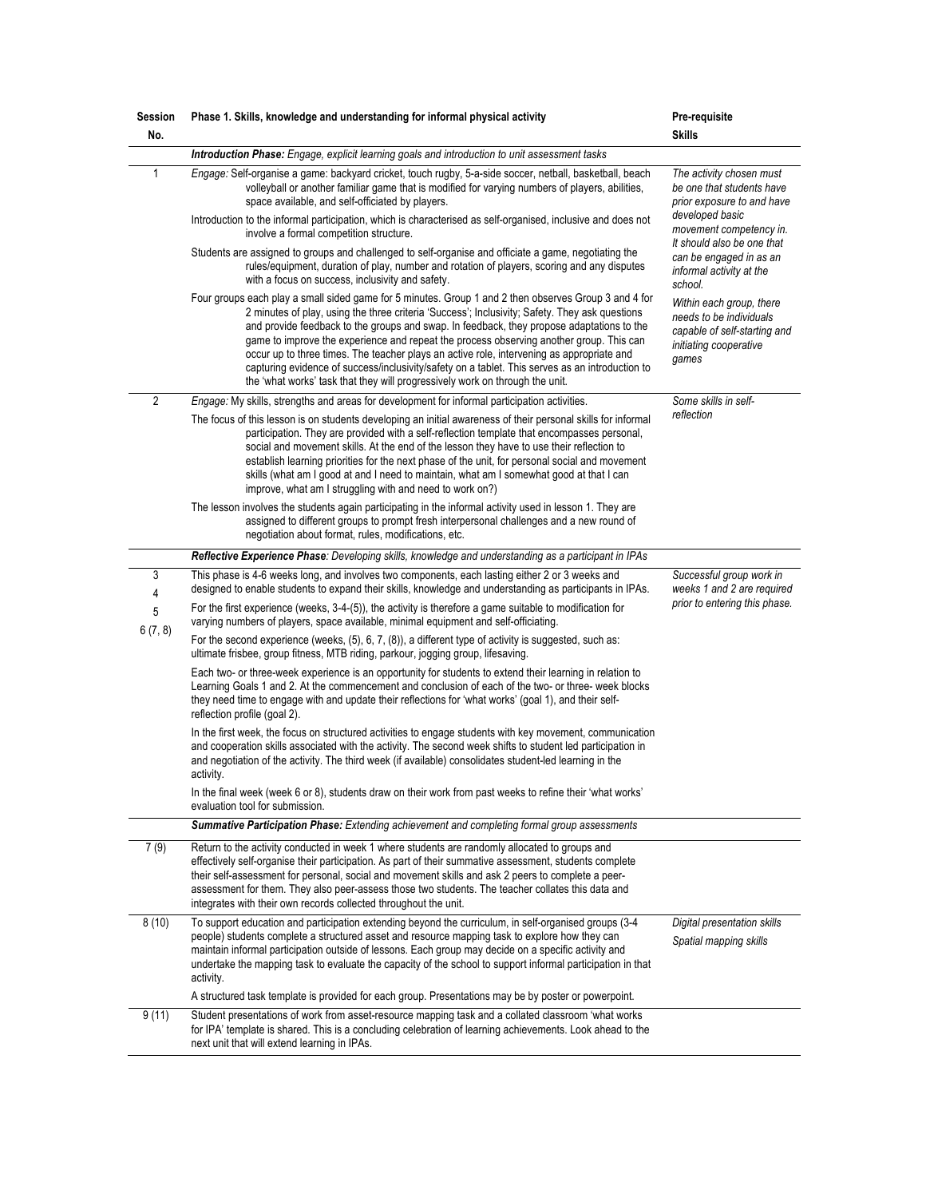| Session No. | Phase 1. Skills, knowledge and understanding for informal physical activity | Pre-requisite Skills |
|---|---|---|
| | ***Introduction Phase:** Engage, explicit learning goals and introduction to unit assessment tasks* | |
| 1 | *Engage:* Self-organise a game: backyard cricket, touch rugby, 5-a-side soccer, netball, basketball, beach volleyball or another familiar game that is modified for varying numbers of players, abilities, space available, and self-officiated by players.<br>Introduction to the informal participation, which is characterised as self-organised, inclusive and does not involve a formal competition structure.<br>Students are assigned to groups and challenged to self-organise and officiate a game, negotiating the rules/equipment, duration of play, number and rotation of players, scoring and any disputes with a focus on success, inclusivity and safety.<br>Four groups each play a small sided game for 5 minutes. Group 1 and 2 then observes Group 3 and 4 for 2 minutes of play, using the three criteria 'Success'; Inclusivity; Safety. They ask questions and provide feedback to the groups and swap. In feedback, they propose adaptations to the game to improve the experience and repeat the process observing another group. This can occur up to three times. The teacher plays an active role, intervening as appropriate and capturing evidence of success/inclusivity/safety on a tablet. This serves as an introduction to the 'what works' task that they will progressively work on through the unit. | *The activity chosen must be one that students have prior exposure to and have developed basic movement competency in. It should also be one that can be engaged in as an informal activity at the school.*<br>*Within each group, there needs to be individuals capable of self-starting and initiating cooperative games* |
| 2 | *Engage:* My skills, strengths and areas for development for informal participation activities.<br>The focus of this lesson is on students developing an initial awareness of their personal skills for informal participation. They are provided with a self-reflection template that encompasses personal, social and movement skills. At the end of the lesson they have to use their reflection to establish learning priorities for the next phase of the unit, for personal social and movement skills (what am I good at and I need to maintain, what am I somewhat good at that I can improve, what am I struggling with and need to work on?)<br>The lesson involves the students again participating in the informal activity used in lesson 1. They are assigned to different groups to prompt fresh interpersonal challenges and a new round of negotiation about format, rules, modifications, etc. | *Some skills in self-reflection* |
| | ***Reflective Experience Phase**: Developing skills, knowledge and understanding as a participant in IPAs* | |
| 3<br>4<br>5<br>6 (7, 8) | This phase is 4-6 weeks long, and involves two components, each lasting either 2 or 3 weeks and designed to enable students to expand their skills, knowledge and understanding as participants in IPAs.<br>For the first experience (weeks, 3-4-(5)), the activity is therefore a game suitable to modification for varying numbers of players, space available, minimal equipment and self-officiating.<br>For the second experience (weeks, (5), 6, 7, (8)), a different type of activity is suggested, such as: ultimate frisbee, group fitness, MTB riding, parkour, jogging group, lifesaving.<br>Each two- or three-week experience is an opportunity for students to extend their learning in relation to Learning Goals 1 and 2. At the commencement and conclusion of each of the two- or three- week blocks they need time to engage with and update their reflections for 'what works' (goal 1), and their self-reflection profile (goal 2).<br>In the first week, the focus on structured activities to engage students with key movement, communication and cooperation skills associated with the activity. The second week shifts to student led participation in and negotiation of the activity. The third week (if available) consolidates student-led learning in the activity.<br>In the final week (week 6 or 8), students draw on their work from past weeks to refine their 'what works' evaluation tool for submission. | *Successful group work in weeks 1 and 2 are required prior to entering this phase.* |
| | ***Summative Participation Phase:** Extending achievement and completing formal group assessments* | |
| 7 (9) | Return to the activity conducted in week 1 where students are randomly allocated to groups and effectively self-organise their participation. As part of their summative assessment, students complete their self-assessment for personal, social and movement skills and ask 2 peers to complete a peer-assessment for them. They also peer-assess those two students. The teacher collates this data and integrates with their own records collected throughout the unit. | |
| 8 (10) | To support education and participation extending beyond the curriculum, in self-organised groups (3-4 people) students complete a structured asset and resource mapping task to explore how they can maintain informal participation outside of lessons. Each group may decide on a specific activity and undertake the mapping task to evaluate the capacity of the school to support informal participation in that activity.<br>A structured task template is provided for each group. Presentations may be by poster or powerpoint. | *Digital presentation skills*<br>*Spatial mapping skills* |
| 9 (11) | Student presentations of work from asset-resource mapping task and a collated classroom 'what works for IPA' template is shared. This is a concluding celebration of learning achievements. Look ahead to the next unit that will extend learning in IPAs. | |